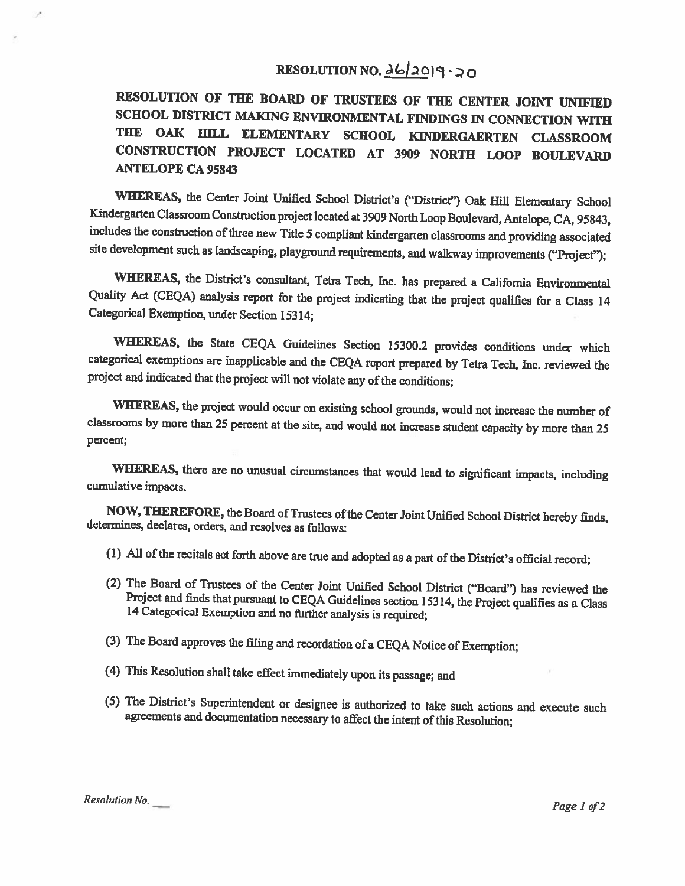# RESOLUTION NO. 26/2019-20

## RESOLUTION OF THE BOARD OF TRUSTEES OF THE CENTER JOINT UNIFIED SCHOOL DISTRICT MAKING ENVIRONMENTAL FINDINGS IN CONNECTION WITH THE OAK HILL ELEMENTARY SCHOOL KINDERGAERTEN CLASSROOM CONSTRUCTION PROJECT LOCATED AT 3909 NORTH LOOP BOULEVARD ANTELOPE CA 95843

**WHEREAS,** the Center Joint Unified School District's ("District") Oak Hill Elementary School Kindergarten Classroom Construction project located at 3909 North Loop Boulevard, Antelope, CA, 95843, includes the construction of three new Title 5 compliant kindergarten classrooms and providing associated site development such as landscaping, playground requirements, and walkway improvements ("Project");

**WHEREAS,** the District's consultant, Tetra Tech, Inc. has prepared a California Environmental Quality Act (CEQA) analysis report for the project indicating that the project qualifies for a Class 14 Categorical Exemption, under Section 15314;

**WHEREAS,** the State CEQA Guidelines Section 15300.2 provides conditions under which categorical exemptions are inapplicable and the CEQA report prepared by Tetra Tech, Inc. reviewed the project and indicated that the project will not violate any of the conditions;

**WHEREAS,** the project would occur on existing school grounds, would not increase the number of classrooms by more than 25 percent at the site, and would not increase student capacity by more than 25 percent;

**WHEREAS,** there are no unusual circumstances that would lead to significant impacts, including cumulative impacts.

**NOW, THEREFORE,** the Board of Trustees of the Center Joint Unified School District hereby finds, determines, declares, orders, and resolves as follows:

(1) All of the recitals set forth above are true and adopted as a part of the District's official record;

(2) The Board of Trustees of the Center Joint Unified School District ("Board") has reviewed the Project and finds that pursuant to CEQA Guidelines section 15314, the Project qualifies as a Class 14 Categorical Exemption and no further analysis is required;

(3) The Board approves the filing and recordation of a CEQA Notice of Exemption;

(4) This Resolution shall take effect immediately upon its passage; and

(5) The District's Superintendent or designee is authorized to take such actions and execute such agreements and documentation necessary to affect the intent of this Resolution;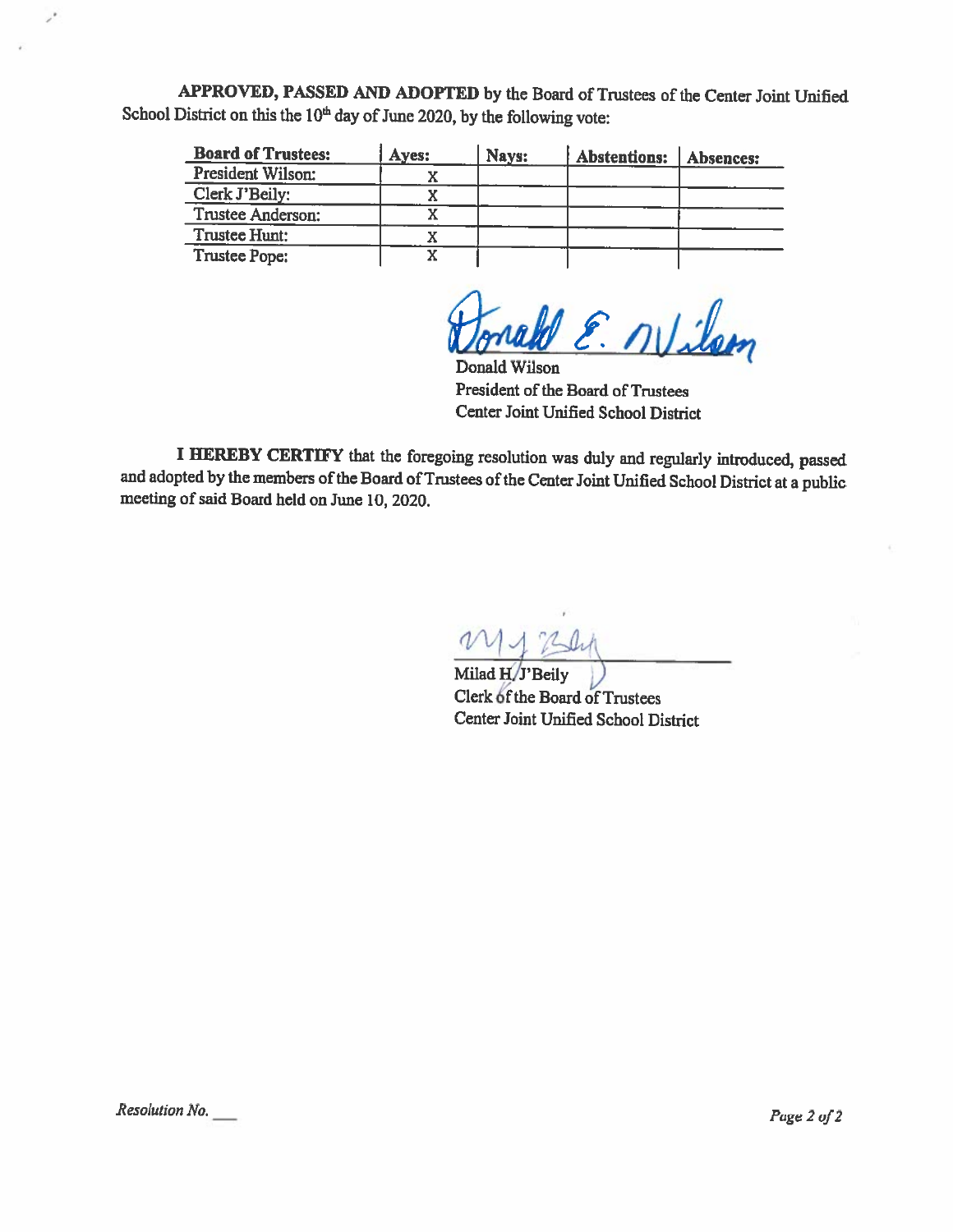**APPROVED, PASSED AND ADOPTED** by the Board of Trustees of the Center Joint Unified School District on this the 10th day of June 2020, by the following vote:

| Board of Trustees: | Ayes: | Nays: | Abstentions: | Absences: |
|---|---|---|---|---|
| President Wilson: | X | | | |
| Clerk J'Beily: | X | | | |
| Trustee Anderson: | X | | | |
| Trustee Hunt: | X | | | |
| Trustee Pope: | X | | | |

Donald Wilson
President of the Board of Trustees
Center Joint Unified School District

**I HEREBY CERTIFY** that the foregoing resolution was duly and regularly introduced, passed and adopted by the members of the Board of Trustees of the Center Joint Unified School District at a public meeting of said Board held on June 10, 2020.

Milad H. J'Beily
Clerk of the Board of Trustees
Center Joint Unified School District

*Resolution No.* ___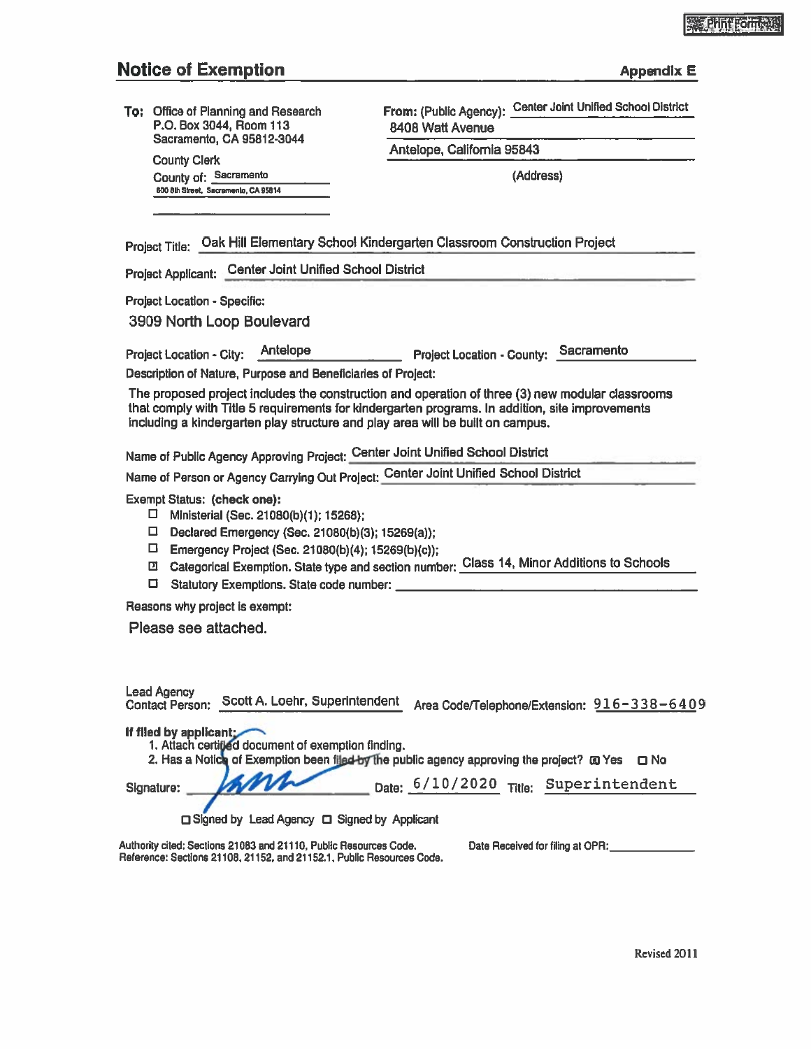# Notice of Exemption

**Appendix E**

**To:** Office of Planning and Research
P.O. Box 3044, Room 113
Sacramento, CA 95812-3044

County Clerk
County of: Sacramento
600 8th Street, Sacramento, CA 95814

**From:** (Public Agency): Center Joint Unified School District
8408 Watt Avenue
Antelope, California 95843
(Address)

Project Title: Oak Hill Elementary School Kindergarten Classroom Construction Project

Project Applicant: Center Joint Unified School District

Project Location - Specific:

3909 North Loop Boulevard

Project Location - City: Antelope    Project Location - County: Sacramento

Description of Nature, Purpose and Beneficiaries of Project:

The proposed project includes the construction and operation of three (3) new modular classrooms that comply with Title 5 requirements for kindergarten programs. In addition, site improvements including a kindergarten play structure and play area will be built on campus.

Name of Public Agency Approving Project: Center Joint Unified School District

Name of Person or Agency Carrying Out Project: Center Joint Unified School District

Exempt Status: **(check one):**

- ☐ Ministerial (Sec. 21080(b)(1); 15268);
- ☐ Declared Emergency (Sec. 21080(b)(3); 15269(a));
- ☐ Emergency Project (Sec. 21080(b)(4); 15269(b)(c));
- ☒ Categorical Exemption. State type and section number: Class 14, Minor Additions to Schools
- ☐ Statutory Exemptions. State code number:

Reasons why project is exempt:

Please see attached.

Lead Agency Contact Person: Scott A. Loehr, Superintendent    Area Code/Telephone/Extension: 916-338-6409

**If filed by applicant:**

1. Attach certified document of exemption finding.
2. Has a Notice of Exemption been filed by the public agency approving the project? ☒ Yes ☐ No

Signature: [signature]    Date: 6/10/2020    Title: Superintendent

☐ Signed by Lead Agency ☐ Signed by Applicant

Authority cited: Sections 21083 and 21110, Public Resources Code.
Reference: Sections 21108, 21152, and 21152.1, Public Resources Code.

Date Received for filing at OPR:

Revised 2011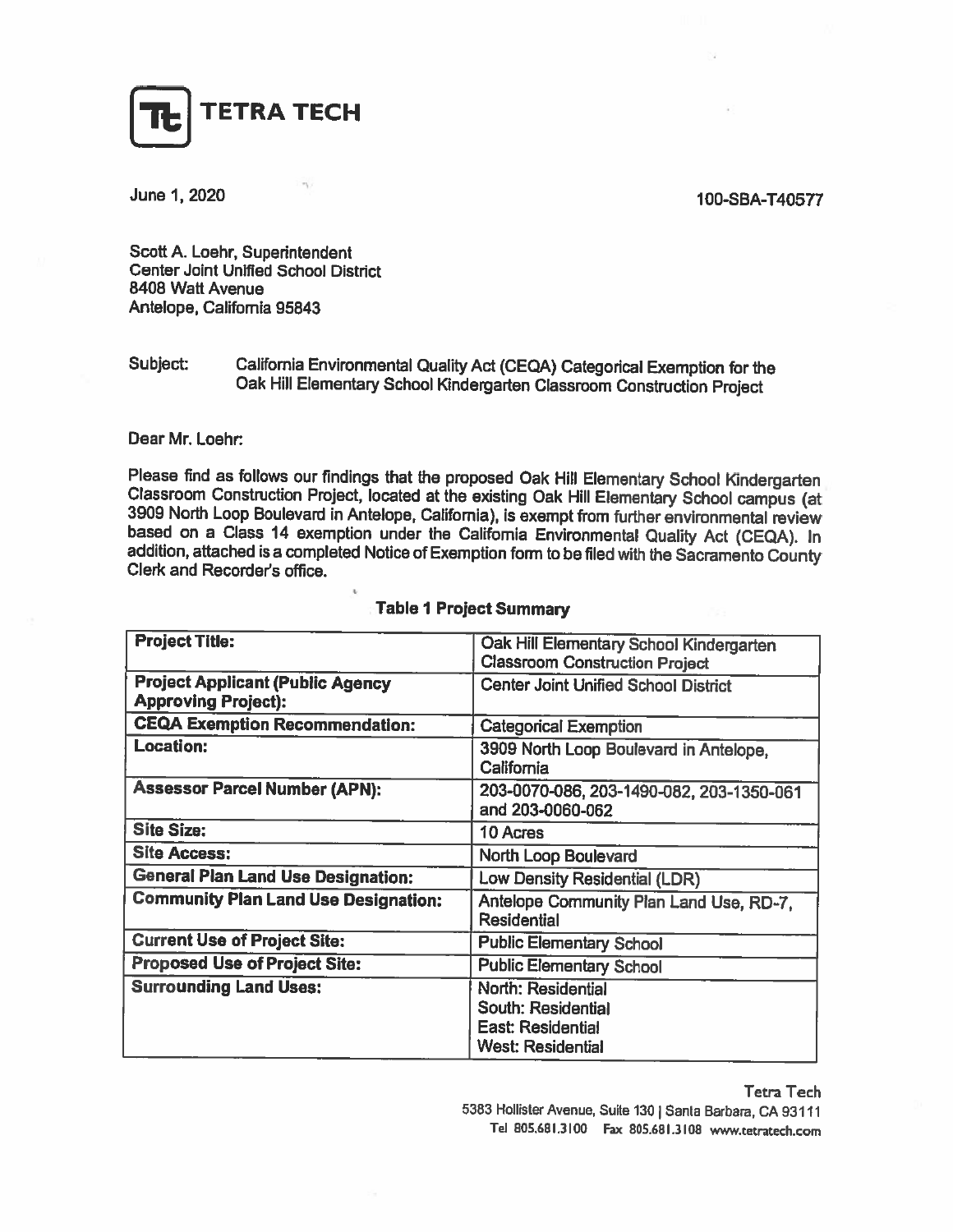# TETRA TECH

June 1, 2020 100-SBA-T40577

Scott A. Loehr, Superintendent
Center Joint Unified School District
8408 Watt Avenue
Antelope, California 95843

Subject: California Environmental Quality Act (CEQA) Categorical Exemption for the Oak Hill Elementary School Kindergarten Classroom Construction Project

Dear Mr. Loehr:

Please find as follows our findings that the proposed Oak Hill Elementary School Kindergarten Classroom Construction Project, located at the existing Oak Hill Elementary School campus (at 3909 North Loop Boulevard in Antelope, California), is exempt from further environmental review based on a Class 14 exemption under the California Environmental Quality Act (CEQA). In addition, attached is a completed Notice of Exemption form to be filed with the Sacramento County Clerk and Recorder's office.

**Table 1 Project Summary**

| | |
|---|---|
| **Project Title:** | Oak Hill Elementary School Kindergarten Classroom Construction Project |
| **Project Applicant (Public Agency Approving Project):** | Center Joint Unified School District |
| **CEQA Exemption Recommendation:** | Categorical Exemption |
| **Location:** | 3909 North Loop Boulevard in Antelope, California |
| **Assessor Parcel Number (APN):** | 203-0070-086, 203-1490-082, 203-1350-061 and 203-0060-062 |
| **Site Size:** | 10 Acres |
| **Site Access:** | North Loop Boulevard |
| **General Plan Land Use Designation:** | Low Density Residential (LDR) |
| **Community Plan Land Use Designation:** | Antelope Community Plan Land Use, RD-7, Residential |
| **Current Use of Project Site:** | Public Elementary School |
| **Proposed Use of Project Site:** | Public Elementary School |
| **Surrounding Land Uses:** | North: Residential<br>South: Residential<br>East: Residential<br>West: Residential |

Tetra Tech
5383 Hollister Avenue, Suite 130 | Santa Barbara, CA 93111
Tel 805.681.3100 Fax 805.681.3108 www.tetratech.com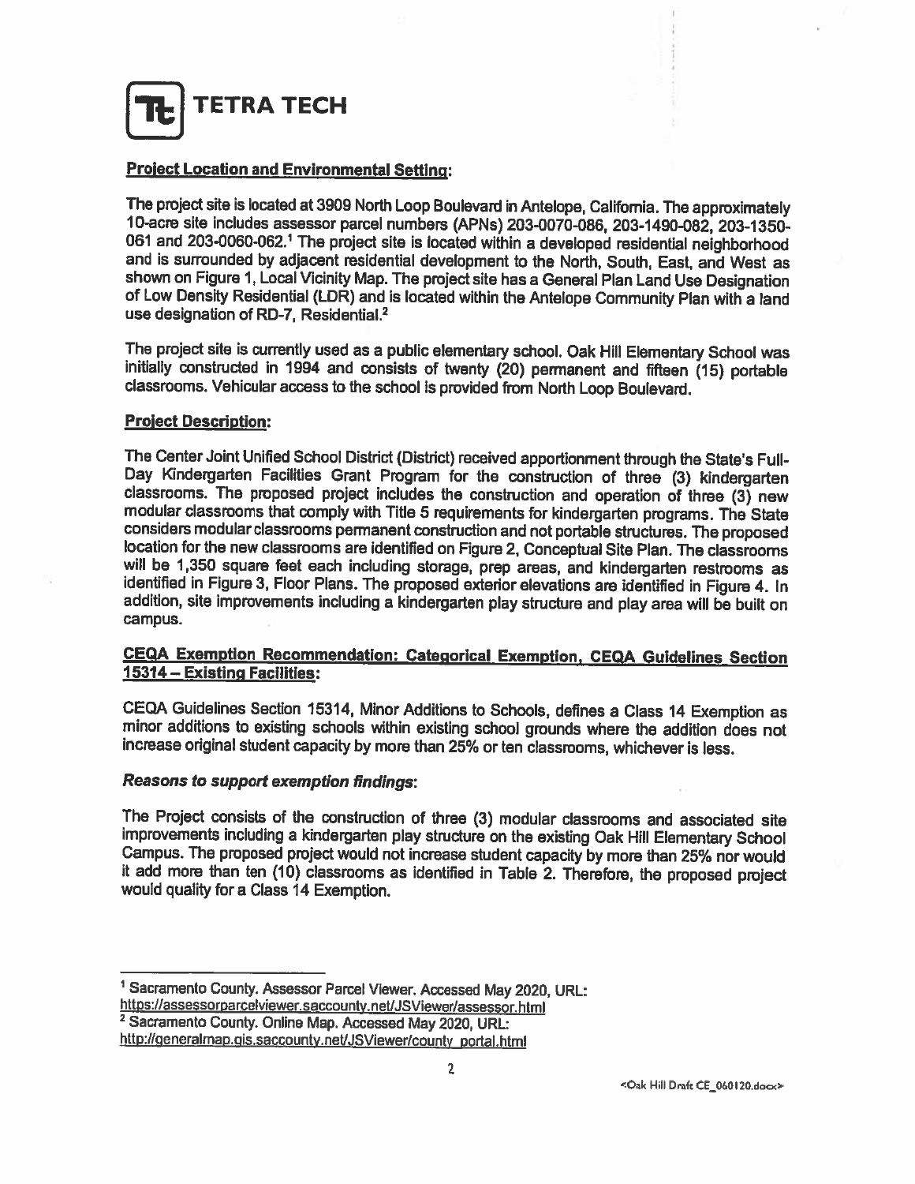**Project Location and Environmental Setting:**

The project site is located at 3909 North Loop Boulevard in Antelope, California. The approximately 10-acre site includes assessor parcel numbers (APNs) 203-0070-086, 203-1490-082, 203-1350-061 and 203-0060-062.[1] The project site is located within a developed residential neighborhood and is surrounded by adjacent residential development to the North, South, East, and West as shown on Figure 1, Local Vicinity Map. The project site has a General Plan Land Use Designation of Low Density Residential (LDR) and is located within the Antelope Community Plan with a land use designation of RD-7, Residential.[2]

The project site is currently used as a public elementary school. Oak Hill Elementary School was initially constructed in 1994 and consists of twenty (20) permanent and fifteen (15) portable classrooms. Vehicular access to the school is provided from North Loop Boulevard.

**Project Description:**

The Center Joint Unified School District (District) received apportionment through the State's Full-Day Kindergarten Facilities Grant Program for the construction of three (3) kindergarten classrooms. The proposed project includes the construction and operation of three (3) new modular classrooms that comply with Title 5 requirements for kindergarten programs. The State considers modular classrooms permanent construction and not portable structures. The proposed location for the new classrooms are identified on Figure 2, Conceptual Site Plan. The classrooms will be 1,350 square feet each including storage, prep areas, and kindergarten restrooms as identified in Figure 3, Floor Plans. The proposed exterior elevations are identified in Figure 4. In addition, site improvements including a kindergarten play structure and play area will be built on campus.

**CEQA Exemption Recommendation: Categorical Exemption, CEQA Guidelines Section 15314 – Existing Facilities:**

CEQA Guidelines Section 15314, Minor Additions to Schools, defines a Class 14 Exemption as minor additions to existing schools within existing school grounds where the addition does not increase original student capacity by more than 25% or ten classrooms, whichever is less.

***Reasons to support exemption findings:***

The Project consists of the construction of three (3) modular classrooms and associated site improvements including a kindergarten play structure on the existing Oak Hill Elementary School Campus. The proposed project would not increase student capacity by more than 25% nor would it add more than ten (10) classrooms as identified in Table 2. Therefore, the proposed project would quality for a Class 14 Exemption.

---

[1] Sacramento County. Assessor Parcel Viewer. Accessed May 2020, URL: https://assessorparcelviewer.saccounty.net/JSViewer/assessor.html

[2] Sacramento County. Online Map. Accessed May 2020, URL: http://generalmap.gis.saccounty.net/JSViewer/county_portal.html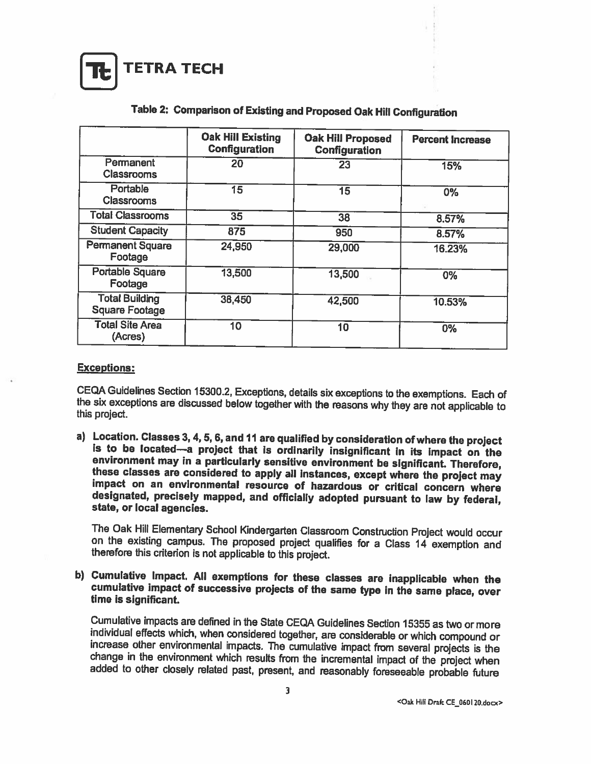**Table 2: Comparison of Existing and Proposed Oak Hill Configuration**

| | Oak Hill Existing Configuration | Oak Hill Proposed Configuration | Percent Increase |
|---|---|---|---|
| Permanent Classrooms | 20 | 23 | 15% |
| Portable Classrooms | 15 | 15 | 0% |
| Total Classrooms | 35 | 38 | 8.57% |
| Student Capacity | 875 | 950 | 8.57% |
| Permanent Square Footage | 24,950 | 29,000 | 16.23% |
| Portable Square Footage | 13,500 | 13,500 | 0% |
| Total Building Square Footage | 38,450 | 42,500 | 10.53% |
| Total Site Area (Acres) | 10 | 10 | 0% |

**Exceptions:**

CEQA Guidelines Section 15300.2, Exceptions, details six exceptions to the exemptions. Each of the six exceptions are discussed below together with the reasons why they are not applicable to this project.

a) **Location. Classes 3, 4, 5, 6, and 11 are qualified by consideration of where the project is to be located—a project that is ordinarily insignificant in its impact on the environment may in a particularly sensitive environment be significant. Therefore, these classes are considered to apply all instances, except where the project may impact on an environmental resource of hazardous or critical concern where designated, precisely mapped, and officially adopted pursuant to law by federal, state, or local agencies.**

   The Oak Hill Elementary School Kindergarten Classroom Construction Project would occur on the existing campus. The proposed project qualifies for a Class 14 exemption and therefore this criterion is not applicable to this project.

b) **Cumulative Impact. All exemptions for these classes are inapplicable when the cumulative impact of successive projects of the same type in the same place, over time is significant.**

   Cumulative impacts are defined in the State CEQA Guidelines Section 15355 as two or more individual effects which, when considered together, are considerable or which compound or increase other environmental impacts. The cumulative impact from several projects is the change in the environment which results from the incremental impact of the project when added to other closely related past, present, and reasonably foreseeable probable future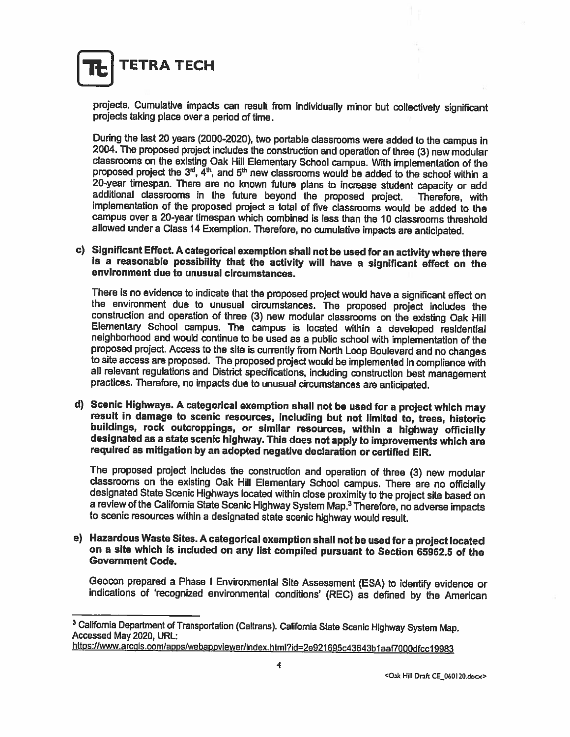projects. Cumulative impacts can result from individually minor but collectively significant projects taking place over a period of time.

During the last 20 years (2000-2020), two portable classrooms were added to the campus in 2004. The proposed project includes the construction and operation of three (3) new modular classrooms on the existing Oak Hill Elementary School campus. With implementation of the proposed project the 3rd, 4th, and 5th new classrooms would be added to the school within a 20-year timespan. There are no known future plans to increase student capacity or add additional classrooms in the future beyond the proposed project. Therefore, with implementation of the proposed project a total of five classrooms would be added to the campus over a 20-year timespan which combined is less than the 10 classrooms threshold allowed under a Class 14 Exemption. Therefore, no cumulative impacts are anticipated.

c) **Significant Effect. A categorical exemption shall not be used for an activity where there is a reasonable possibility that the activity will have a significant effect on the environment due to unusual circumstances.**

   There is no evidence to indicate that the proposed project would have a significant effect on the environment due to unusual circumstances. The proposed project includes the construction and operation of three (3) new modular classrooms on the existing Oak Hill Elementary School campus. The campus is located within a developed residential neighborhood and would continue to be used as a public school with implementation of the proposed project. Access to the site is currently from North Loop Boulevard and no changes to site access are proposed. The proposed project would be implemented in compliance with all relevant regulations and District specifications, including construction best management practices. Therefore, no impacts due to unusual circumstances are anticipated.

d) **Scenic Highways. A categorical exemption shall not be used for a project which may result in damage to scenic resources, including but not limited to, trees, historic buildings, rock outcroppings, or similar resources, within a highway officially designated as a state scenic highway. This does not apply to improvements which are required as mitigation by an adopted negative declaration or certified EIR.**

   The proposed project includes the construction and operation of three (3) new modular classrooms on the existing Oak Hill Elementary School campus. There are no officially designated State Scenic Highways located within close proximity to the project site based on a review of the California State Scenic Highway System Map.[3] Therefore, no adverse impacts to scenic resources within a designated state scenic highway would result.

e) **Hazardous Waste Sites. A categorical exemption shall not be used for a project located on a site which is included on any list compiled pursuant to Section 65962.5 of the Government Code.**

   Geocon prepared a Phase I Environmental Site Assessment (ESA) to identify evidence or indications of 'recognized environmental conditions' (REC) as defined by the American

---

[3] California Department of Transportation (Caltrans). California State Scenic Highway System Map. Accessed May 2020, URL: https://www.arcgis.com/apps/webappviewer/index.html?id=2e921695c43643b1aaf7000dfcc19983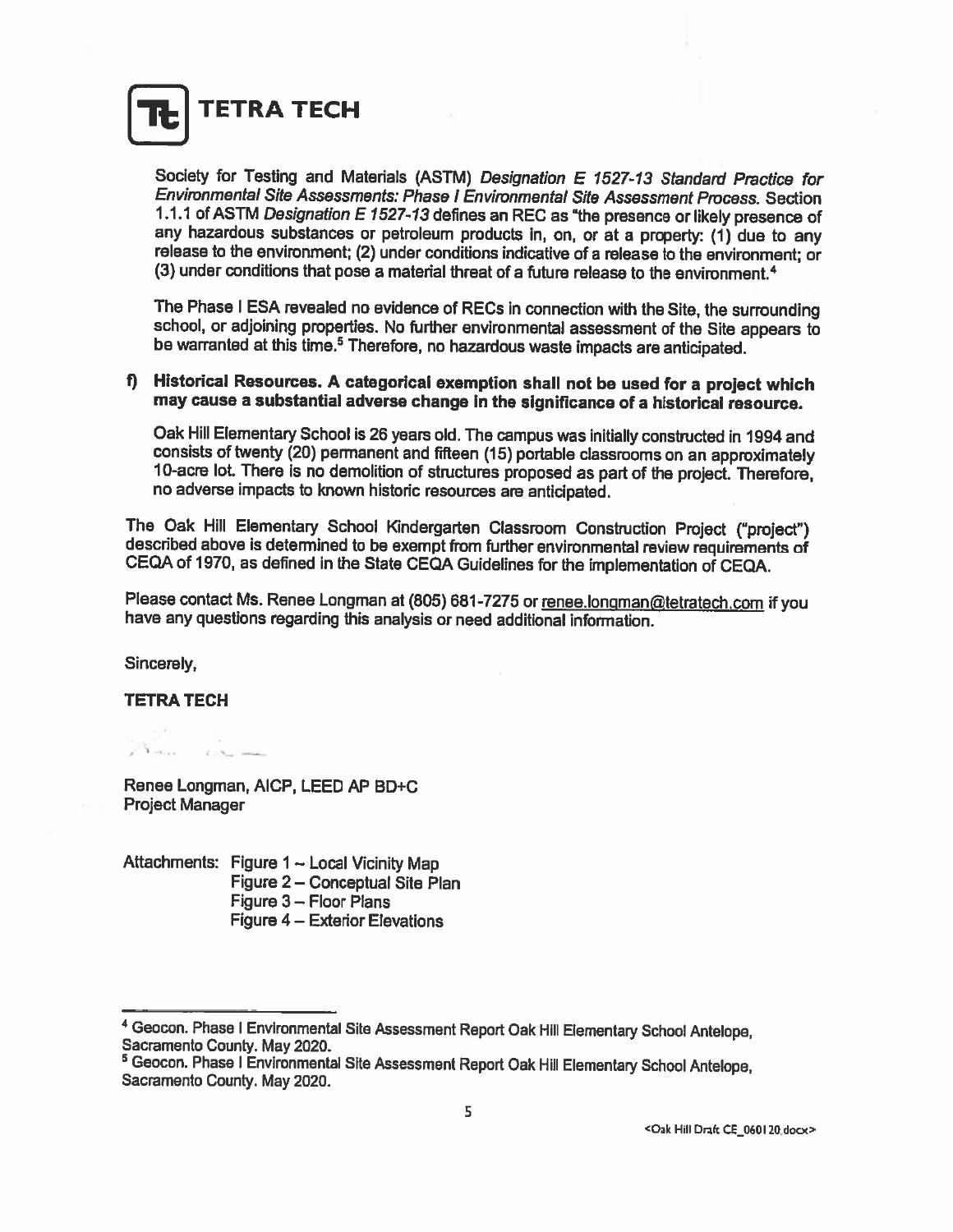Society for Testing and Materials (ASTM) *Designation E 1527-13 Standard Practice for Environmental Site Assessments: Phase I Environmental Site Assessment Process*. Section 1.1.1 of ASTM *Designation E 1527-13* defines an REC as "the presence or likely presence of any hazardous substances or petroleum products in, on, or at a property: (1) due to any release to the environment; (2) under conditions indicative of a release to the environment; or (3) under conditions that pose a material threat of a future release to the environment.[4]

The Phase I ESA revealed no evidence of RECs in connection with the Site, the surrounding school, or adjoining properties. No further environmental assessment of the Site appears to be warranted at this time.[5] Therefore, no hazardous waste impacts are anticipated.

**f) Historical Resources. A categorical exemption shall not be used for a project which may cause a substantial adverse change in the significance of a historical resource.**

Oak Hill Elementary School is 26 years old. The campus was initially constructed in 1994 and consists of twenty (20) permanent and fifteen (15) portable classrooms on an approximately 10-acre lot. There is no demolition of structures proposed as part of the project. Therefore, no adverse impacts to known historic resources are anticipated.

The Oak Hill Elementary School Kindergarten Classroom Construction Project ("project") described above is determined to be exempt from further environmental review requirements of CEQA of 1970, as defined in the State CEQA Guidelines for the implementation of CEQA.

Please contact Ms. Renee Longman at (805) 681-7275 or renee.longman@tetratech.com if you have any questions regarding this analysis or need additional information.

Sincerely,

**TETRA TECH**

Renee Longman, AICP, LEED AP BD+C
Project Manager

Attachments: Figure 1 – Local Vicinity Map
Figure 2 – Conceptual Site Plan
Figure 3 – Floor Plans
Figure 4 – Exterior Elevations

---

[4] Geocon. Phase I Environmental Site Assessment Report Oak Hill Elementary School Antelope, Sacramento County. May 2020.

[5] Geocon. Phase I Environmental Site Assessment Report Oak Hill Elementary School Antelope, Sacramento County. May 2020.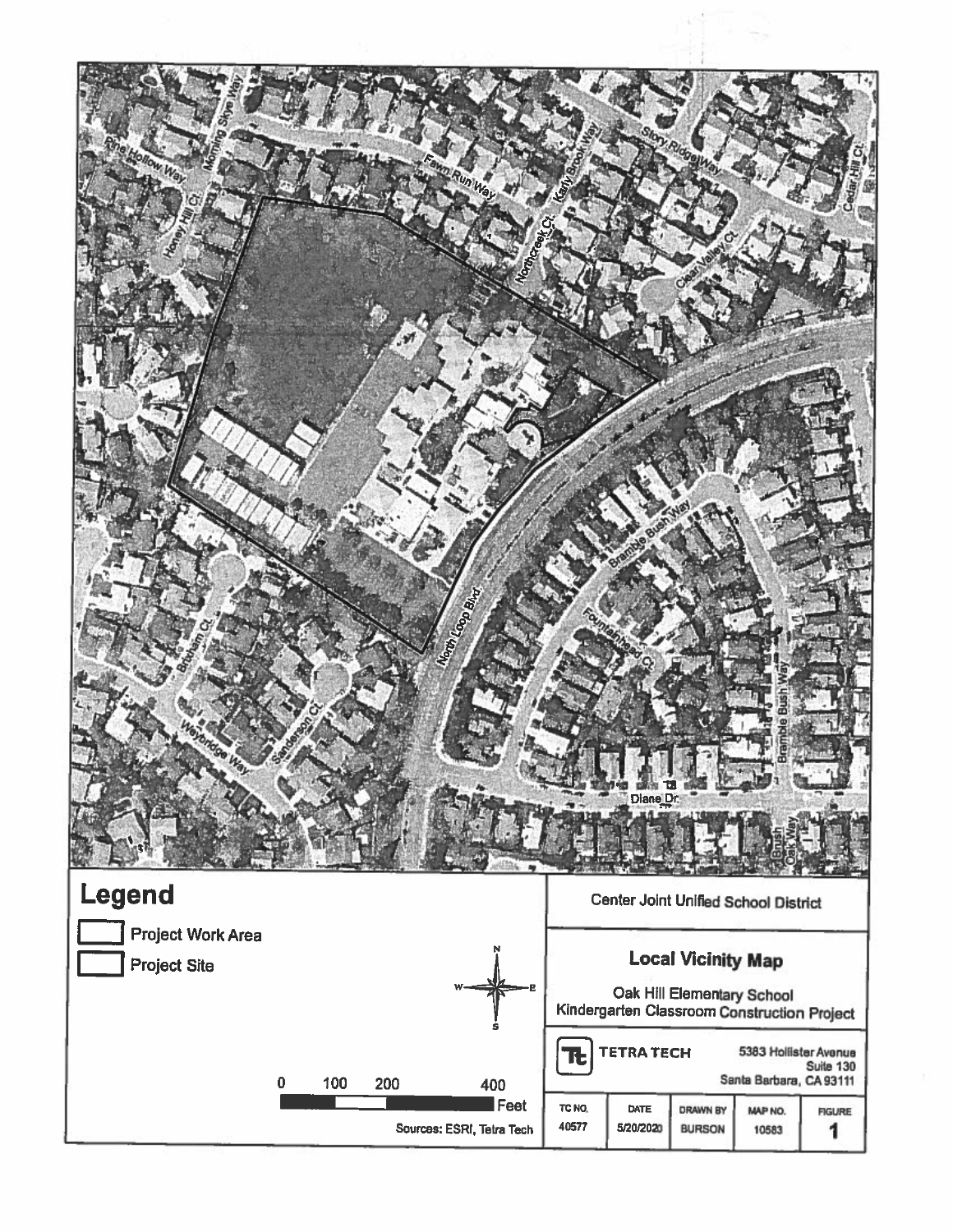## Legend

- Project Work Area
- Project Site

N / S / E / W

0 100 200 400 Feet

Sources: ESRI, Tetra Tech

Center Joint Unified School District

**Local Vicinity Map**

Oak Hill Elementary School
Kindergarten Classroom Construction Project

TETRA TECH
5383 Hollister Avenue
Suite 130
Santa Barbara, CA 93111

| TC NO. | DATE | DRAWN BY | MAP NO. | FIGURE |
| --- | --- | --- | --- | --- |
| 40577 | 5/20/2020 | BURSON | 10583 | 1 |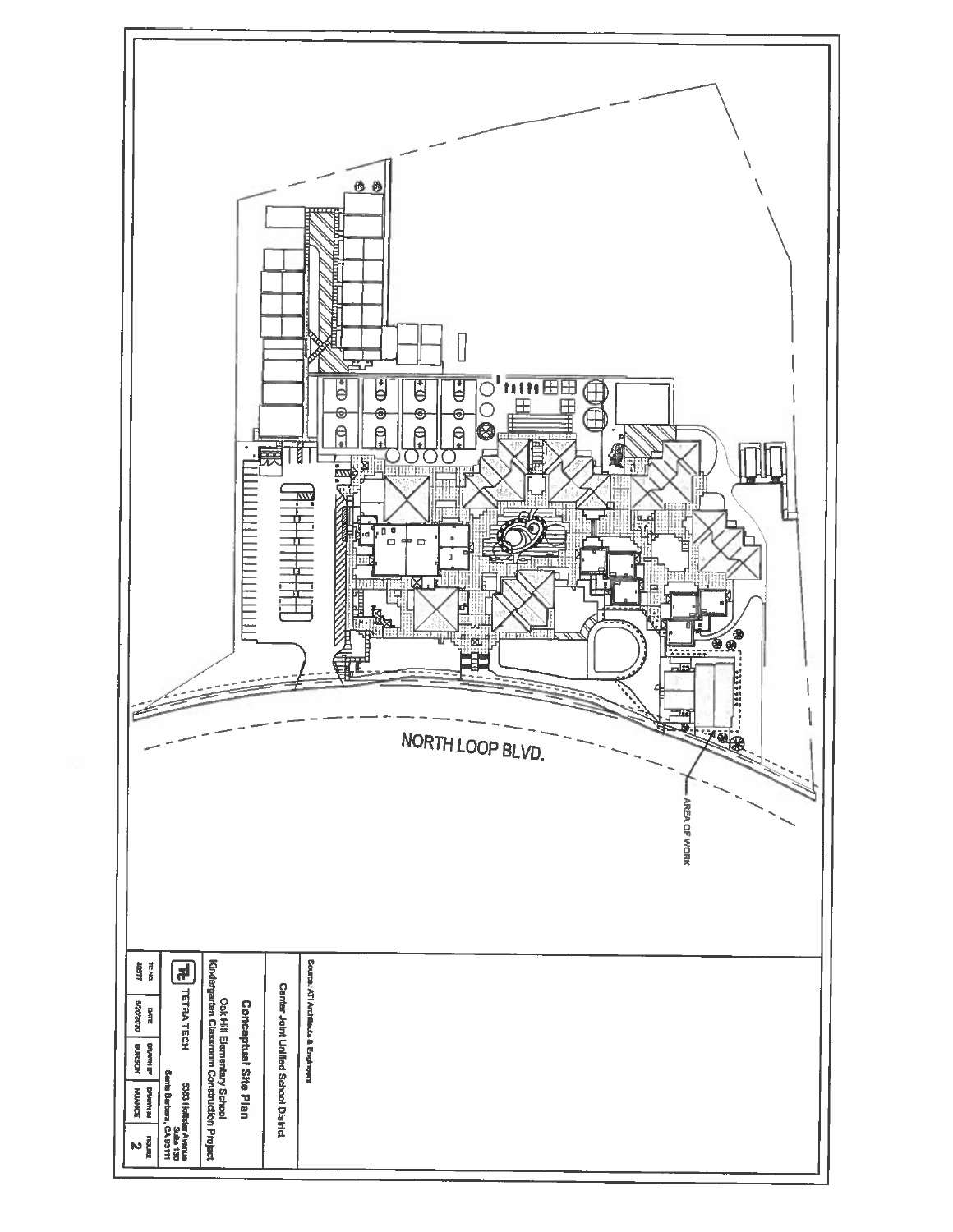NORTH LOOP BLVD.

AREA OF WORK

Source: ATI Architects & Engineers

Center Joint Unified School District

**Conceptual Site Plan**

Oak Hill Elementary School
Kindergarten Classroom Construction Project

TETRA TECH

5383 Hollister Avenue
Suite 130
Santa Barbara, CA 93111

| TC NO. | DATE | DRAWN BY | CHECKED BY | FIGURE |
|---|---|---|---|---|
| 40577 | 5/20/2020 | BURSON | NUANCE | 2 |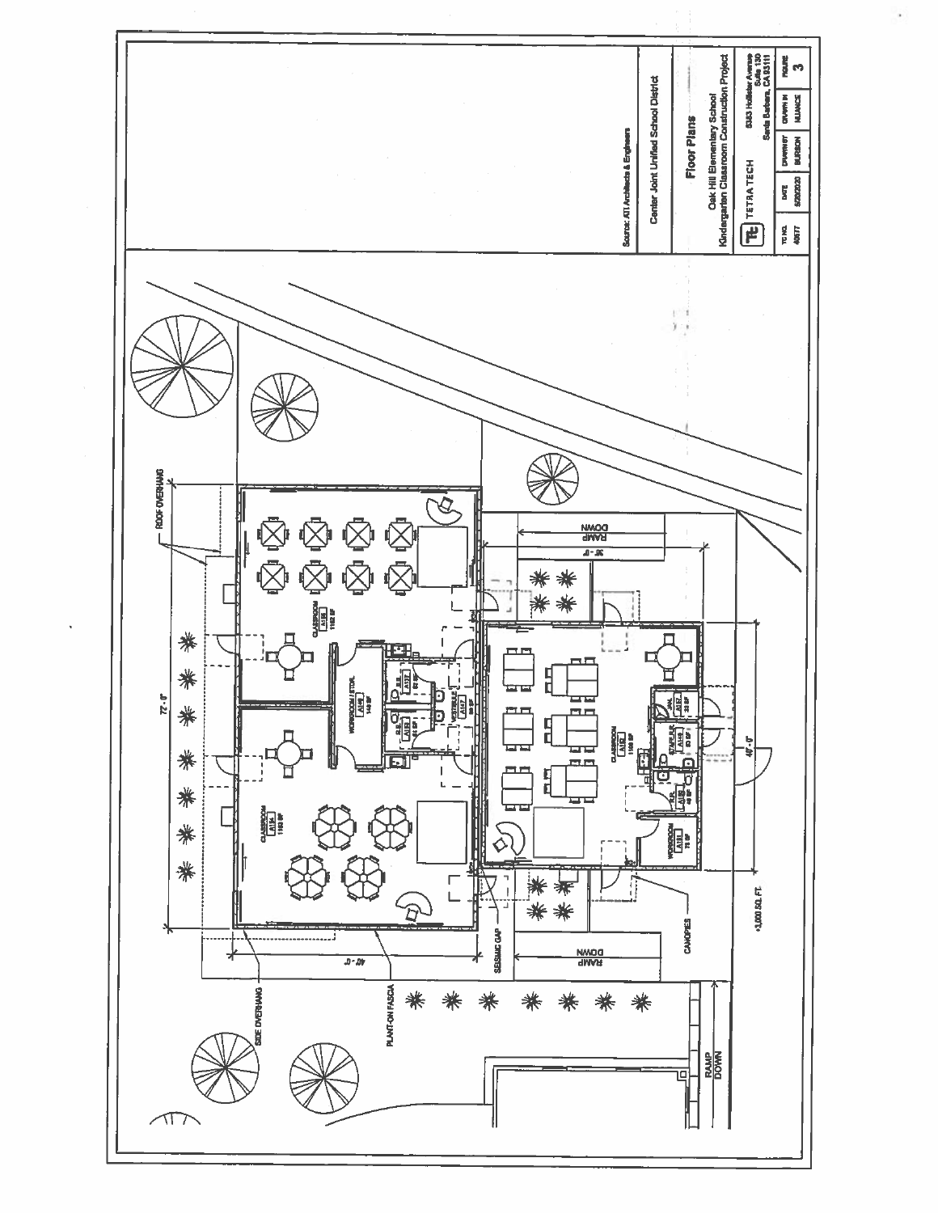Source: ATI Architects & Engineers

Center Joint Unified School District

**Floor Plans**

Oak Hill Elementary School
Kindergarten Classroom Construction Project

TETRA TECH

5383 Hollister Avenue
Suite 130
Santa Barbara, CA 93111

| TC NO. | DATE | DRAWN BY | DRAWN IN | FIGURE |
|---|---|---|---|---|
| 40677 | 5/20/2020 | BURSON | NUANCE | 3 |

ROOF OVERHANG

72' - 0"

CLASSROOM A106 1162 SF

WORKROOM / STOR. A108 148 SF

CLASSROOM A104 1162 SF

RESTROOM A107 62 SF

RESTROOM A105 61 SF

VESTIBULE A109 66 SF

RAMP DOWN

36' - 0"

CLASSROOM A102 1160 SF

JAN. A103 32 SF

STAFF R.R. A101 51 SF

R.R. A100 46 SF

WORKROOM A101 75 SF

40' - 0"

CANOPIES

±3,000 SQ. FT.

SEISMIC GAP

RAMP DOWN

40' - 0"

SIDE OVERHANG

PLANT-ON FASCIA

RAMP DOWN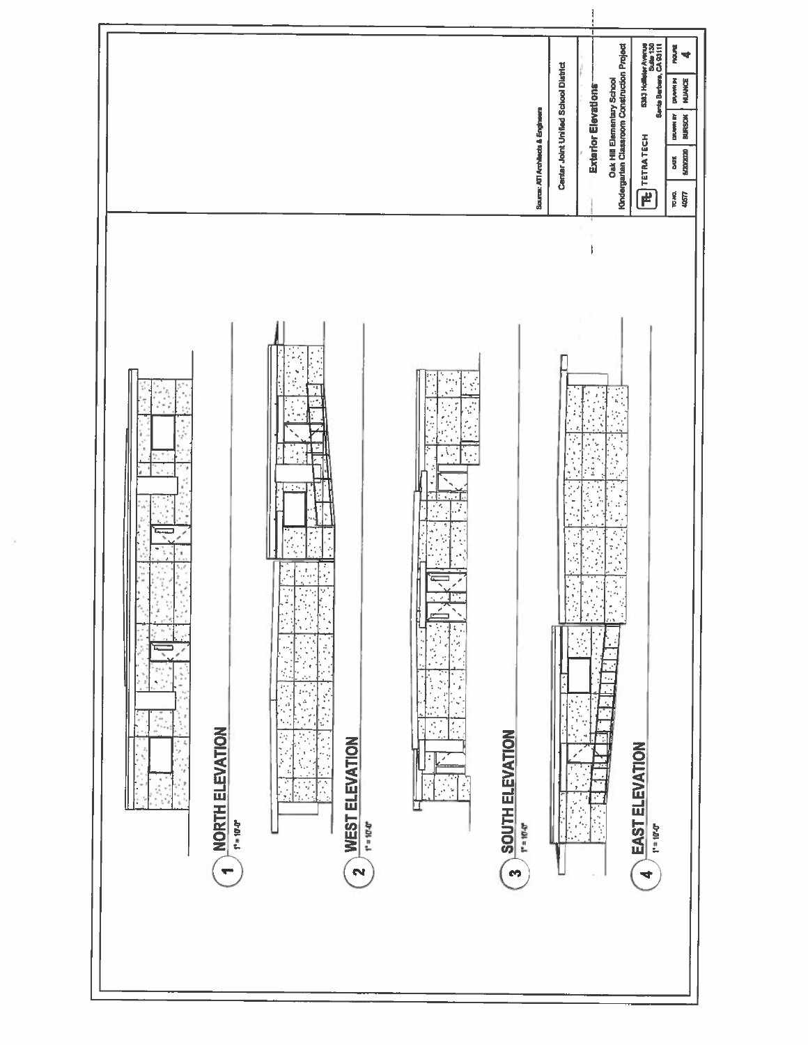1 NORTH ELEVATION
1" = 10'-0"

2 WEST ELEVATION
1" = 10'-0"

3 SOUTH ELEVATION
1" = 10'-0"

4 EAST ELEVATION
1" = 10'-0"

Source: ATI Architects & Engineers

Center Joint Unified School District

Exterior Elevations

Oak Hill Elementary School
Kindergarten Classroom Construction Project

TETRA TECH

5383 Hollister Avenue
Suite 130
Santa Barbara, CA 93111

| TC NO. | DATE | DRAWN BY | DRAWN IN | FIGURE |
|---|---|---|---|---|
| 45577 | 5/20/2020 | BURSON | NUANCE | 4 |